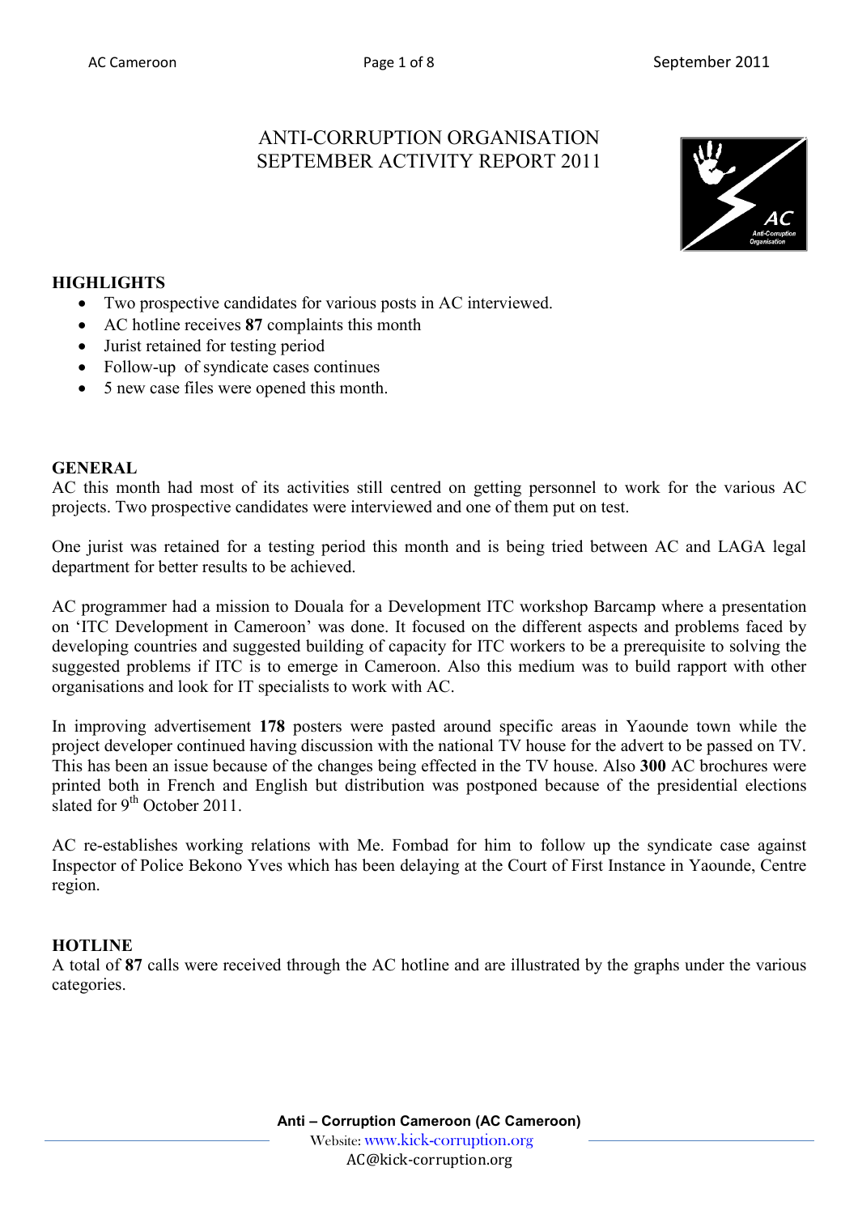# ANTI-CORRUPTION ORGANISATION SEPTEMBER ACTIVITY REPORT 2011

## HIGHLIGHTS

- Two prospective candidates for various posts in AC interviewed.
- AC hotline receives **87** complaints this month
- Jurist retained for testing period
- Follow-up of syndicate cases continues
- 5 new case files were opened this month.

## GENERAL

AC this month had most of its activities still centred on getting personnel to work for the various AC projects. Two prospective candidates were interviewed and one of them put on test.

One jurist was retained for a testing period this month and is being tried between AC and LAGA legal department for better results to be achieved.

AC programmer had a mission to Douala for a Development ITC workshop Barcamp where a presentation on 'ITC Development in Cameroon' was done. It focused on the different aspects and problems faced by developing countries and suggested building of capacity for ITC workers to be a prerequisite to solving the suggested problems if ITC is to emerge in Cameroon. Also this medium was to build rapport with other organisations and look for IT specialists to work with AC.

In improving advertisement **178** posters were pasted around specific areas in Yaounde town while the project developer continued having discussion with the national TV house for the advert to be passed on TV. This has been an issue because of the changes being effected in the TV house. Also **300** AC brochures were printed both in French and English but distribution was postponed because of the presidential elections slated for 9th October 2011.

AC re-establishes working relations with Me. Fombad for him to follow up the syndicate case against Inspector of Police Bekono Yves which has been delaying at the Court of First Instance in Yaounde, Centre region.

## HOTLINE

A total of **87** calls were received through the AC hotline and are illustrated by the graphs under the various categories.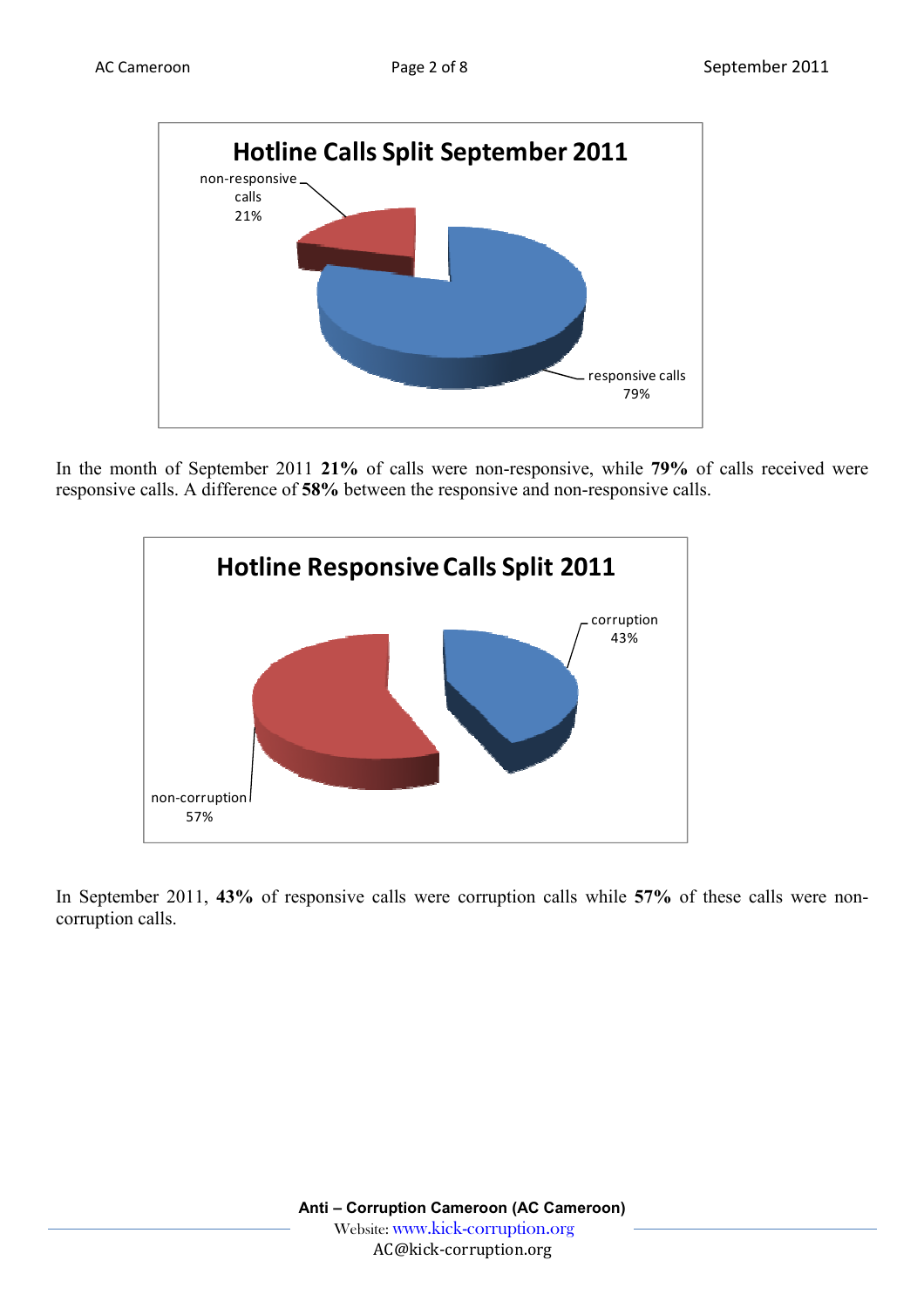**Hotline Calls Split September 2011**

non-responsive calls 21%

responsive calls 79%

In the month of September 2011 **21%** of calls were non-responsive, while **79%** of calls received were responsive calls. A difference of **58%** between the responsive and non-responsive calls.

**Hotline Responsive Calls Split 2011**

corruption 43%

non-corruption 57%

In September 2011, **43%** of responsive calls were corruption calls while **57%** of these calls were non-corruption calls.

**Anti – Corruption Cameroon (AC Cameroon)**
Website: www.kick-corruption.org
AC@kick-corruption.org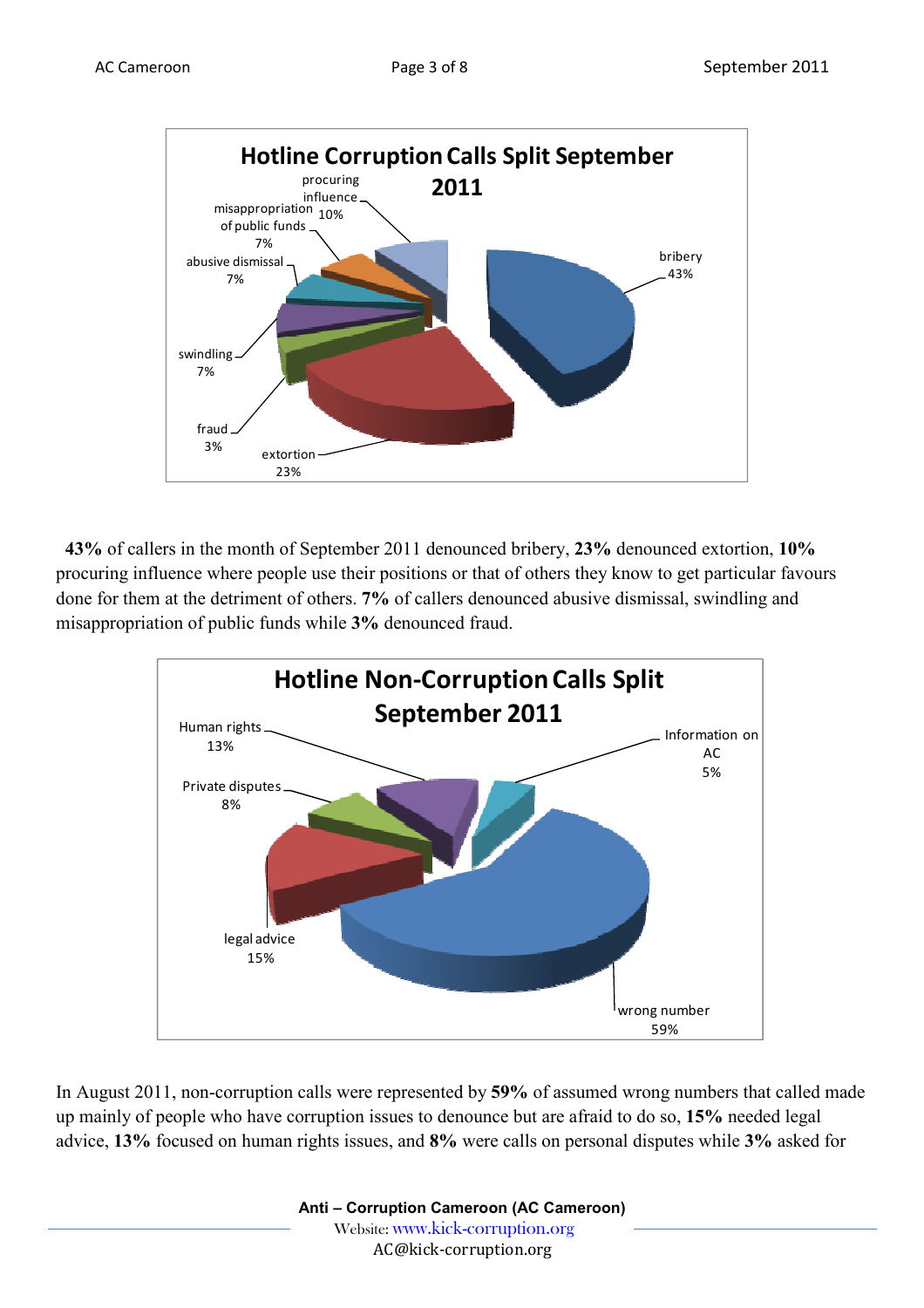**Hotline Corruption Calls Split September 2011**

- bribery 43%
- extortion 23%
- fraud 3%
- swindling 7%
- abusive dismissal 7%
- misappropriation of public funds 7%
- procuring influence 10%

**43%** of callers in the month of September 2011 denounced bribery, **23%** denounced extortion, **10%** procuring influence where people use their positions or that of others they know to get particular favours done for them at the detriment of others. **7%** of callers denounced abusive dismissal, swindling and misappropriation of public funds while **3%** denounced fraud.

**Hotline Non-Corruption Calls Split September 2011**

- Human rights 13%
- Private disputes 8%
- legal advice 15%
- wrong number 59%
- Information on AC 5%

In August 2011, non-corruption calls were represented by **59%** of assumed wrong numbers that called made up mainly of people who have corruption issues to denounce but are afraid to do so, **15%** needed legal advice, **13%** focused on human rights issues, and **8%** were calls on personal disputes while **3%** asked for

**Anti – Corruption Cameroon (AC Cameroon)**
Website: www.kick-corruption.org
AC@kick-corruption.org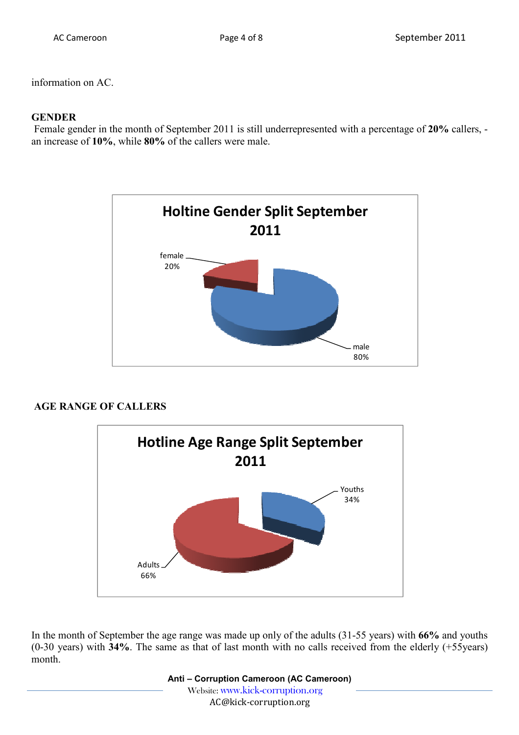information on AC.

**GENDER**

Female gender in the month of September 2011 is still underrepresented with a percentage of **20%** callers, - an increase of **10%**, while **80%** of the callers were male.

Holtine Gender Split September 2011

female 20%

male 80%

**AGE RANGE OF CALLERS**

Hotline Age Range Split September 2011

Youths 34%

Adults 66%

In the month of September the age range was made up only of the adults (31-55 years) with **66%** and youths (0-30 years) with **34%**. The same as that of last month with no calls received from the elderly (+55years) month.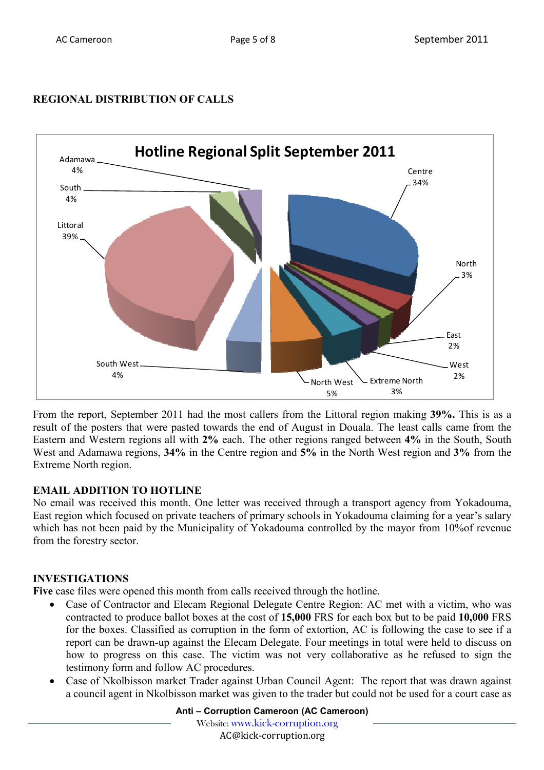## REGIONAL DISTRIBUTION OF CALLS

**Hotline Regional Split September 2011**

| Region | Share |
|---|---|
| Centre | 34% |
| North | 3% |
| East | 2% |
| West | 2% |
| Extreme North | 3% |
| North West | 5% |
| South West | 4% |
| Littoral | 39% |
| South | 4% |
| Adamawa | 4% |

From the report, September 2011 had the most callers from the Littoral region making **39%.** This is as a result of the posters that were pasted towards the end of August in Douala. The least calls came from the Eastern and Western regions all with **2%** each. The other regions ranged between **4%** in the South, South West and Adamawa regions, **34%** in the Centre region and **5%** in the North West region and **3%** from the Extreme North region.

## EMAIL ADDITION TO HOTLINE

No email was received this month. One letter was received through a transport agency from Yokadouma, East region which focused on private teachers of primary schools in Yokadouma claiming for a year's salary which has not been paid by the Municipality of Yokadouma controlled by the mayor from 10%of revenue from the forestry sector.

## INVESTIGATIONS

**Five** case files were opened this month from calls received through the hotline.

- Case of Contractor and Elecam Regional Delegate Centre Region: AC met with a victim, who was contracted to produce ballot boxes at the cost of **15,000** FRS for each box but to be paid **10,000** FRS for the boxes. Classified as corruption in the form of extortion, AC is following the case to see if a report can be drawn-up against the Elecam Delegate. Four meetings in total were held to discuss on how to progress on this case. The victim was not very collaborative as he refused to sign the testimony form and follow AC procedures.
- Case of Nkolbisson market Trader against Urban Council Agent: The report that was drawn against a council agent in Nkolbisson market was given to the trader but could not be used for a court case as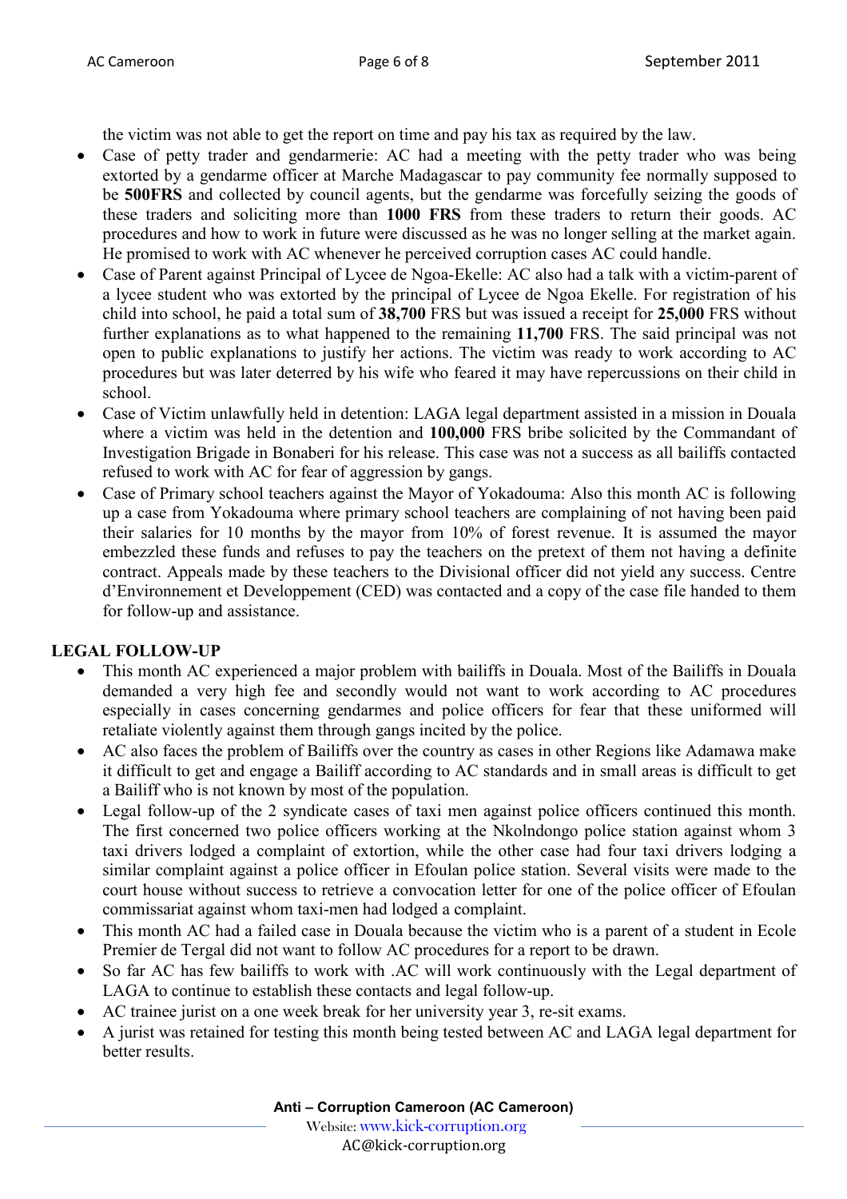the victim was not able to get the report on time and pay his tax as required by the law.

- Case of petty trader and gendarmerie: AC had a meeting with the petty trader who was being extorted by a gendarme officer at Marche Madagascar to pay community fee normally supposed to be **500FRS** and collected by council agents, but the gendarme was forcefully seizing the goods of these traders and soliciting more than **1000 FRS** from these traders to return their goods. AC procedures and how to work in future were discussed as he was no longer selling at the market again. He promised to work with AC whenever he perceived corruption cases AC could handle.
- Case of Parent against Principal of Lycee de Ngoa-Ekelle: AC also had a talk with a victim-parent of a lycee student who was extorted by the principal of Lycee de Ngoa Ekelle. For registration of his child into school, he paid a total sum of **38,700** FRS but was issued a receipt for **25,000** FRS without further explanations as to what happened to the remaining **11,700** FRS. The said principal was not open to public explanations to justify her actions. The victim was ready to work according to AC procedures but was later deterred by his wife who feared it may have repercussions on their child in school.
- Case of Victim unlawfully held in detention: LAGA legal department assisted in a mission in Douala where a victim was held in the detention and **100,000** FRS bribe solicited by the Commandant of Investigation Brigade in Bonaberi for his release. This case was not a success as all bailiffs contacted refused to work with AC for fear of aggression by gangs.
- Case of Primary school teachers against the Mayor of Yokadouma: Also this month AC is following up a case from Yokadouma where primary school teachers are complaining of not having been paid their salaries for 10 months by the mayor from 10% of forest revenue. It is assumed the mayor embezzled these funds and refuses to pay the teachers on the pretext of them not having a definite contract. Appeals made by these teachers to the Divisional officer did not yield any success. Centre d'Environnement et Developpement (CED) was contacted and a copy of the case file handed to them for follow-up and assistance.

## LEGAL FOLLOW-UP

- This month AC experienced a major problem with bailiffs in Douala. Most of the Bailiffs in Douala demanded a very high fee and secondly would not want to work according to AC procedures especially in cases concerning gendarmes and police officers for fear that these uniformed will retaliate violently against them through gangs incited by the police.
- AC also faces the problem of Bailiffs over the country as cases in other Regions like Adamawa make it difficult to get and engage a Bailiff according to AC standards and in small areas is difficult to get a Bailiff who is not known by most of the population.
- Legal follow-up of the 2 syndicate cases of taxi men against police officers continued this month. The first concerned two police officers working at the Nkolndongo police station against whom 3 taxi drivers lodged a complaint of extortion, while the other case had four taxi drivers lodging a similar complaint against a police officer in Efoulan police station. Several visits were made to the court house without success to retrieve a convocation letter for one of the police officer of Efoulan commissariat against whom taxi-men had lodged a complaint.
- This month AC had a failed case in Douala because the victim who is a parent of a student in Ecole Premier de Tergal did not want to follow AC procedures for a report to be drawn.
- So far AC has few bailiffs to work with .AC will work continuously with the Legal department of LAGA to continue to establish these contacts and legal follow-up.
- AC trainee jurist on a one week break for her university year 3, re-sit exams.
- A jurist was retained for testing this month being tested between AC and LAGA legal department for better results.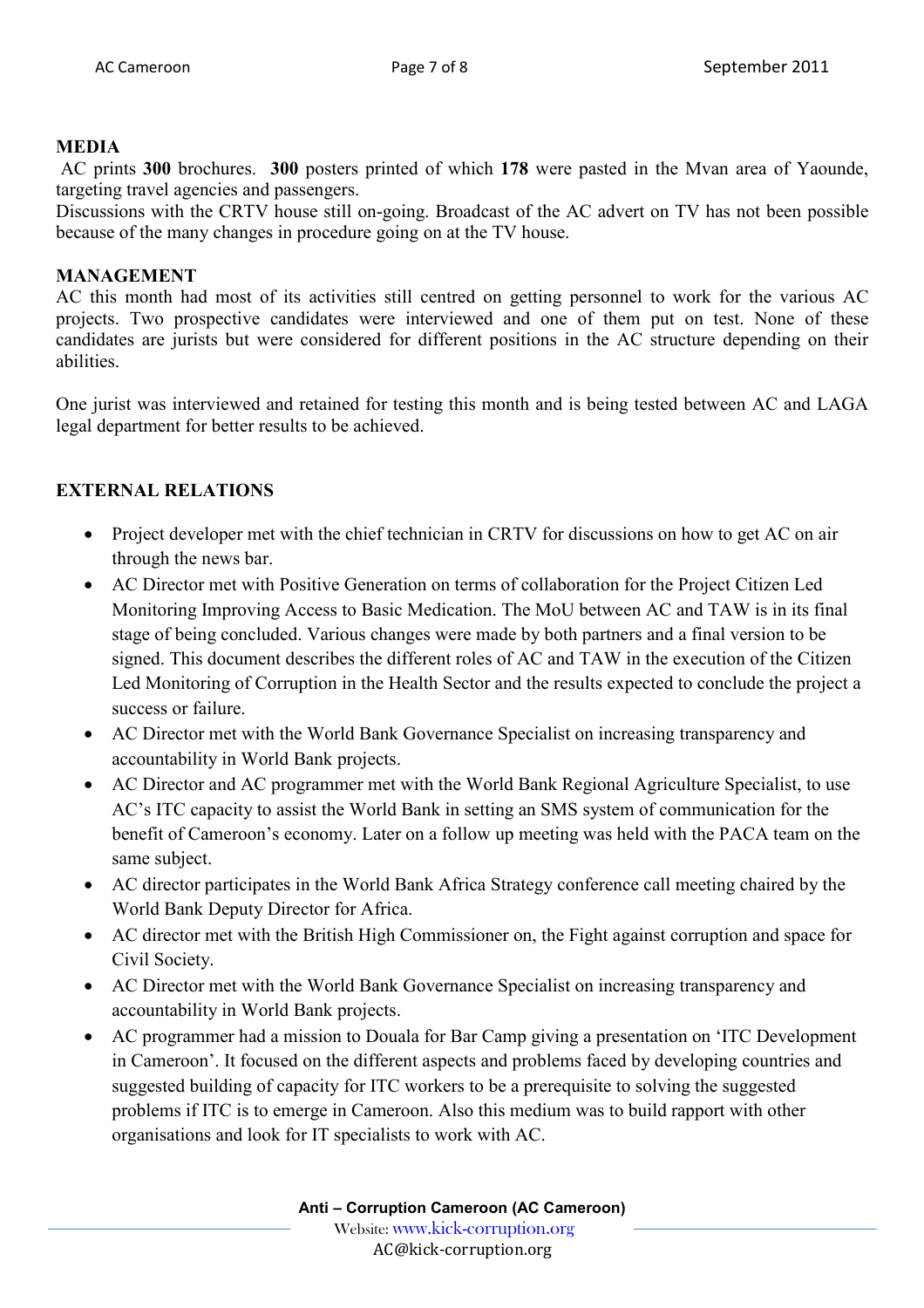## MEDIA

AC prints **300** brochures. **300** posters printed of which **178** were pasted in the Mvan area of Yaounde, targeting travel agencies and passengers.

Discussions with the CRTV house still on-going. Broadcast of the AC advert on TV has not been possible because of the many changes in procedure going on at the TV house.

## MANAGEMENT

AC this month had most of its activities still centred on getting personnel to work for the various AC projects. Two prospective candidates were interviewed and one of them put on test. None of these candidates are jurists but were considered for different positions in the AC structure depending on their abilities.

One jurist was interviewed and retained for testing this month and is being tested between AC and LAGA legal department for better results to be achieved.

## EXTERNAL RELATIONS

- Project developer met with the chief technician in CRTV for discussions on how to get AC on air through the news bar.
- AC Director met with Positive Generation on terms of collaboration for the Project Citizen Led Monitoring Improving Access to Basic Medication. The MoU between AC and TAW is in its final stage of being concluded. Various changes were made by both partners and a final version to be signed. This document describes the different roles of AC and TAW in the execution of the Citizen Led Monitoring of Corruption in the Health Sector and the results expected to conclude the project a success or failure.
- AC Director met with the World Bank Governance Specialist on increasing transparency and accountability in World Bank projects.
- AC Director and AC programmer met with the World Bank Regional Agriculture Specialist, to use AC's ITC capacity to assist the World Bank in setting an SMS system of communication for the benefit of Cameroon's economy. Later on a follow up meeting was held with the PACA team on the same subject.
- AC director participates in the World Bank Africa Strategy conference call meeting chaired by the World Bank Deputy Director for Africa.
- AC director met with the British High Commissioner on, the Fight against corruption and space for Civil Society.
- AC Director met with the World Bank Governance Specialist on increasing transparency and accountability in World Bank projects.
- AC programmer had a mission to Douala for Bar Camp giving a presentation on 'ITC Development in Cameroon'. It focused on the different aspects and problems faced by developing countries and suggested building of capacity for ITC workers to be a prerequisite to solving the suggested problems if ITC is to emerge in Cameroon. Also this medium was to build rapport with other organisations and look for IT specialists to work with AC.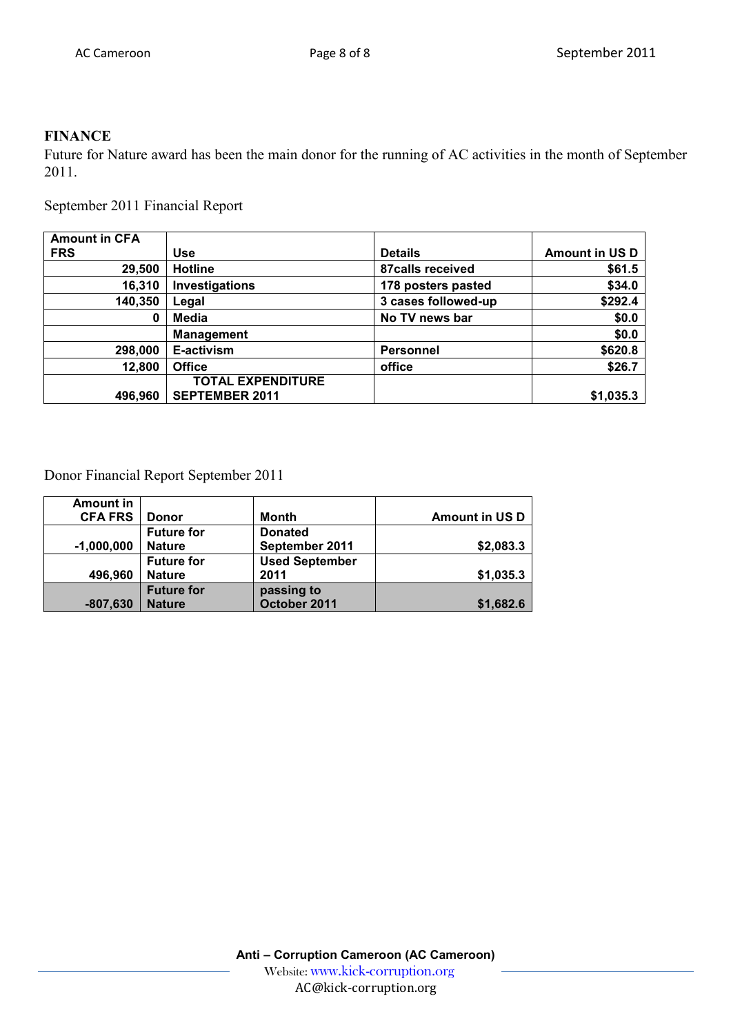## FINANCE

Future for Nature award has been the main donor for the running of AC activities in the month of September 2011.

September 2011 Financial Report

| Amount in CFA FRS | Use | Details | Amount in US D |
|---|---|---|---|
| 29,500 | Hotline | 87calls received | $61.5 |
| 16,310 | Investigations | 178 posters pasted | $34.0 |
| 140,350 | Legal | 3 cases followed-up | $292.4 |
| 0 | Media | No TV news bar | $0.0 |
| | Management | | $0.0 |
| 298,000 | E-activism | Personnel | $620.8 |
| 12,800 | Office | office | $26.7 |
| 496,960 | TOTAL EXPENDITURE SEPTEMBER 2011 | | $1,035.3 |

Donor Financial Report September 2011

| Amount in CFA FRS | Donor | Month | Amount in US D |
|---|---|---|---|
| -1,000,000 | Future for Nature | Donated September 2011 | $2,083.3 |
| 496,960 | Future for Nature | Used September 2011 | $1,035.3 |
| -807,630 | Future for Nature | passing to October 2011 | $1,682.6 |

**Anti – Corruption Cameroon (AC Cameroon)**
Website: www.kick-corruption.org
AC@kick-corruption.org